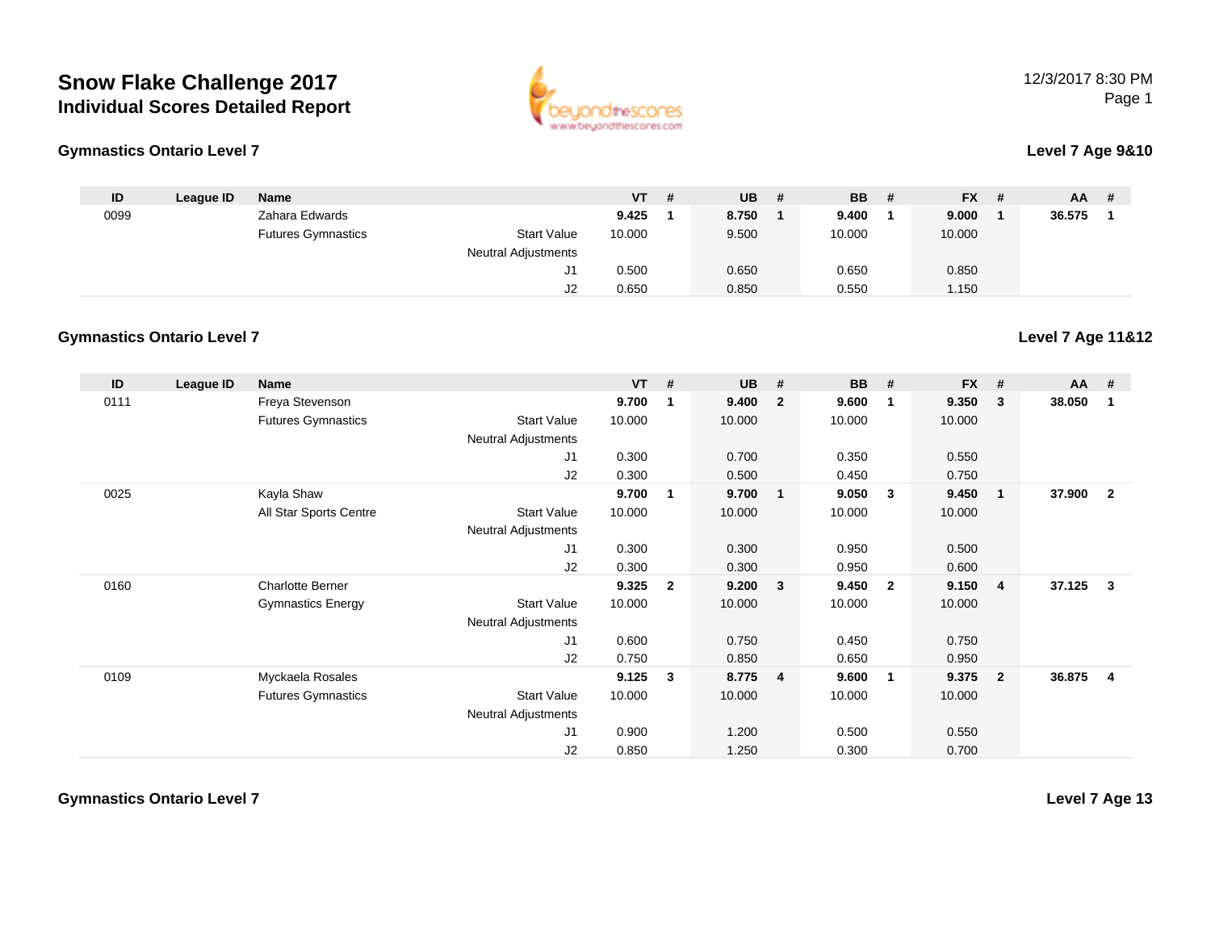# Snow Flake Challenge 2017

## Individual Scores Detailed Report

12/3/2017 8:30 PM

### Gymnastics Ontario Level 7

**Level 7 Age 9&10**

| ID | League ID | Name | | VT | # | UB | # | BB | # | FX | # | AA | # |
|---|---|---|---|---|---|---|---|---|---|---|---|---|---|
| 0099 | | Zahara Edwards | | **9.425** | **1** | **8.750** | **1** | **9.400** | **1** | **9.000** | **1** | **36.575** | **1** |
| | | Futures Gymnastics | Start Value | 10.000 | | 9.500 | | 10.000 | | 10.000 | | | |
| | | | Neutral Adjustments | | | | | | | | | | |
| | | | J1 | 0.500 | | 0.650 | | 0.650 | | 0.850 | | | |
| | | | J2 | 0.650 | | 0.850 | | 0.550 | | 1.150 | | | |

### Gymnastics Ontario Level 7

**Level 7 Age 11&12**

| ID | League ID | Name | | VT | # | UB | # | BB | # | FX | # | AA | # |
|---|---|---|---|---|---|---|---|---|---|---|---|---|---|
| 0111 | | Freya Stevenson | | **9.700** | **1** | **9.400** | **2** | **9.600** | **1** | **9.350** | **3** | **38.050** | **1** |
| | | Futures Gymnastics | Start Value | 10.000 | | 10.000 | | 10.000 | | 10.000 | | | |
| | | | Neutral Adjustments | | | | | | | | | | |
| | | | J1 | 0.300 | | 0.700 | | 0.350 | | 0.550 | | | |
| | | | J2 | 0.300 | | 0.500 | | 0.450 | | 0.750 | | | |
| 0025 | | Kayla Shaw | | **9.700** | **1** | **9.700** | **1** | **9.050** | **3** | **9.450** | **1** | **37.900** | **2** |
| | | All Star Sports Centre | Start Value | 10.000 | | 10.000 | | 10.000 | | 10.000 | | | |
| | | | Neutral Adjustments | | | | | | | | | | |
| | | | J1 | 0.300 | | 0.300 | | 0.950 | | 0.500 | | | |
| | | | J2 | 0.300 | | 0.300 | | 0.950 | | 0.600 | | | |
| 0160 | | Charlotte Berner | | **9.325** | **2** | **9.200** | **3** | **9.450** | **2** | **9.150** | **4** | **37.125** | **3** |
| | | Gymnastics Energy | Start Value | 10.000 | | 10.000 | | 10.000 | | 10.000 | | | |
| | | | Neutral Adjustments | | | | | | | | | | |
| | | | J1 | 0.600 | | 0.750 | | 0.450 | | 0.750 | | | |
| | | | J2 | 0.750 | | 0.850 | | 0.650 | | 0.950 | | | |
| 0109 | | Myckaela Rosales | | **9.125** | **3** | **8.775** | **4** | **9.600** | **1** | **9.375** | **2** | **36.875** | **4** |
| | | Futures Gymnastics | Start Value | 10.000 | | 10.000 | | 10.000 | | 10.000 | | | |
| | | | Neutral Adjustments | | | | | | | | | | |
| | | | J1 | 0.900 | | 1.200 | | 0.500 | | 0.550 | | | |
| | | | J2 | 0.850 | | 1.250 | | 0.300 | | 0.700 | | | |

### Gymnastics Ontario Level 7

**Level 7 Age 13**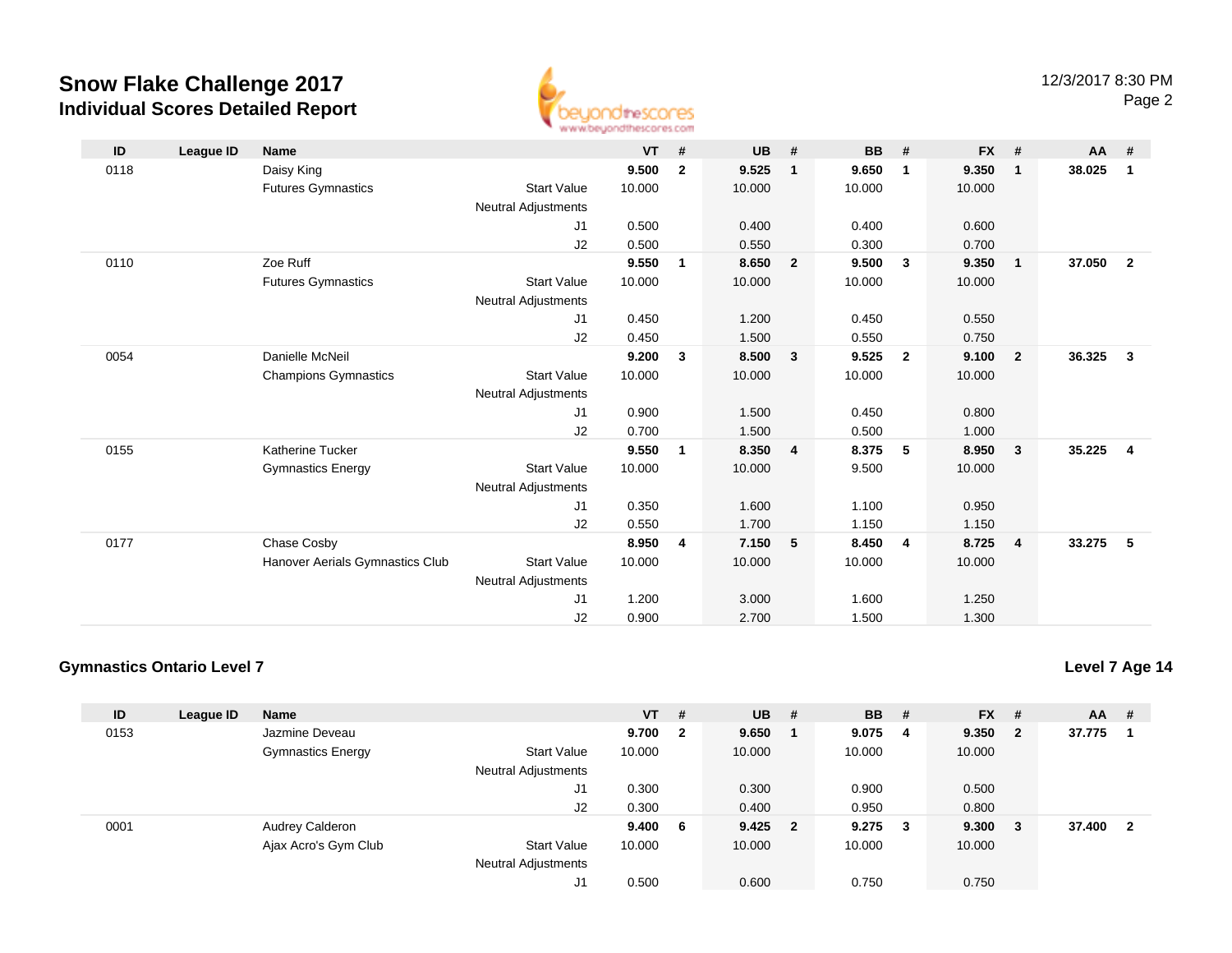# Snow Flake Challenge 2017
## Individual Scores Detailed Report

12/3/2017 8:30 PM

| ID | League ID | Name | | VT | # | UB | # | BB | # | FX | # | AA | # |
|---|---|---|---|---|---|---|---|---|---|---|---|---|---|
| 0118 | | Daisy King | | **9.500** | **2** | **9.525** | **1** | **9.650** | **1** | **9.350** | **1** | **38.025** | **1** |
| | | Futures Gymnastics | Start Value | 10.000 | | 10.000 | | 10.000 | | 10.000 | | | |
| | | | Neutral Adjustments | | | | | | | | | | |
| | | | J1 | 0.500 | | 0.400 | | 0.400 | | 0.600 | | | |
| | | | J2 | 0.500 | | 0.550 | | 0.300 | | 0.700 | | | |
| 0110 | | Zoe Ruff | | **9.550** | **1** | **8.650** | **2** | **9.500** | **3** | **9.350** | **1** | **37.050** | **2** |
| | | Futures Gymnastics | Start Value | 10.000 | | 10.000 | | 10.000 | | 10.000 | | | |
| | | | Neutral Adjustments | | | | | | | | | | |
| | | | J1 | 0.450 | | 1.200 | | 0.450 | | 0.550 | | | |
| | | | J2 | 0.450 | | 1.500 | | 0.550 | | 0.750 | | | |
| 0054 | | Danielle McNeil | | **9.200** | **3** | **8.500** | **3** | **9.525** | **2** | **9.100** | **2** | **36.325** | **3** |
| | | Champions Gymnastics | Start Value | 10.000 | | 10.000 | | 10.000 | | 10.000 | | | |
| | | | Neutral Adjustments | | | | | | | | | | |
| | | | J1 | 0.900 | | 1.500 | | 0.450 | | 0.800 | | | |
| | | | J2 | 0.700 | | 1.500 | | 0.500 | | 1.000 | | | |
| 0155 | | Katherine Tucker | | **9.550** | **1** | **8.350** | **4** | **8.375** | **5** | **8.950** | **3** | **35.225** | **4** |
| | | Gymnastics Energy | Start Value | 10.000 | | 10.000 | | 9.500 | | 10.000 | | | |
| | | | Neutral Adjustments | | | | | | | | | | |
| | | | J1 | 0.350 | | 1.600 | | 1.100 | | 0.950 | | | |
| | | | J2 | 0.550 | | 1.700 | | 1.150 | | 1.150 | | | |
| 0177 | | Chase Cosby | | **8.950** | **4** | **7.150** | **5** | **8.450** | **4** | **8.725** | **4** | **33.275** | **5** |
| | | Hanover Aerials Gymnastics Club | Start Value | 10.000 | | 10.000 | | 10.000 | | 10.000 | | | |
| | | | Neutral Adjustments | | | | | | | | | | |
| | | | J1 | 1.200 | | 3.000 | | 1.600 | | 1.250 | | | |
| | | | J2 | 0.900 | | 2.700 | | 1.500 | | 1.300 | | | |

### Gymnastics Ontario Level 7

**Level 7 Age 14**

| ID | League ID | Name | | VT | # | UB | # | BB | # | FX | # | AA | # |
|---|---|---|---|---|---|---|---|---|---|---|---|---|---|
| 0153 | | Jazmine Deveau | | **9.700** | **2** | **9.650** | **1** | **9.075** | **4** | **9.350** | **2** | **37.775** | **1** |
| | | Gymnastics Energy | Start Value | 10.000 | | 10.000 | | 10.000 | | 10.000 | | | |
| | | | Neutral Adjustments | | | | | | | | | | |
| | | | J1 | 0.300 | | 0.300 | | 0.900 | | 0.500 | | | |
| | | | J2 | 0.300 | | 0.400 | | 0.950 | | 0.800 | | | |
| 0001 | | Audrey Calderon | | **9.400** | **6** | **9.425** | **2** | **9.275** | **3** | **9.300** | **3** | **37.400** | **2** |
| | | Ajax Acro's Gym Club | Start Value | 10.000 | | 10.000 | | 10.000 | | 10.000 | | | |
| | | | Neutral Adjustments | | | | | | | | | | |
| | | | J1 | 0.500 | | 0.600 | | 0.750 | | 0.750 | | | |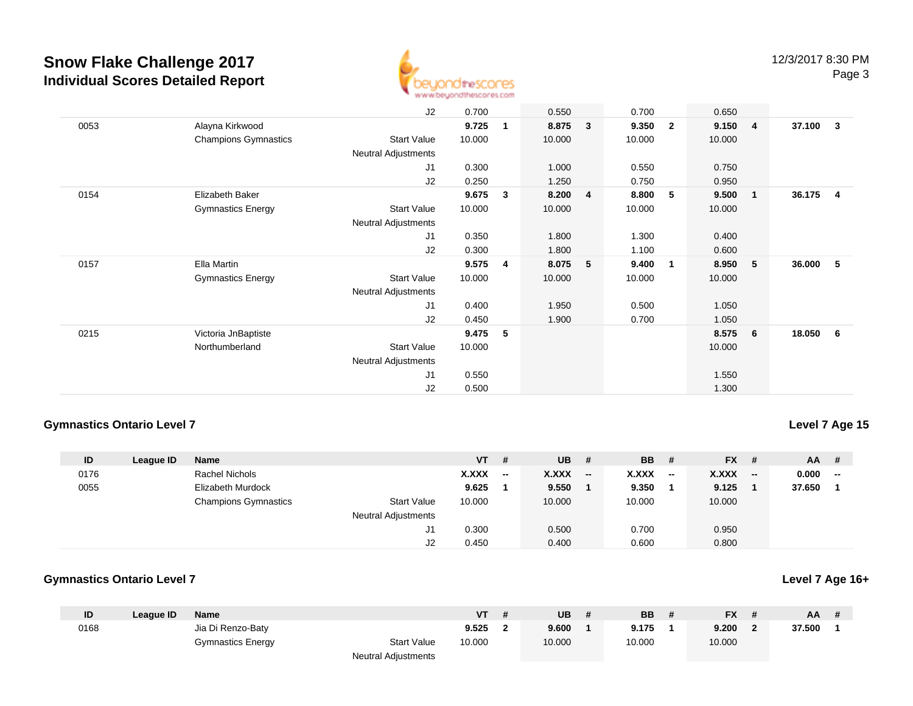# Snow Flake Challenge 2017
## Individual Scores Detailed Report

| ID | League ID | Name | | VT | # | UB | # | BB | # | FX | # | AA | # |
|---|---|---|---|---|---|---|---|---|---|---|---|---|---|
| | | | J2 | 0.700 | | 0.550 | | 0.700 | | 0.650 | | | |
| 0053 | | Alayna Kirkwood | | **9.725** | **1** | **8.875** | **3** | **9.350** | **2** | **9.150** | **4** | **37.100** | **3** |
| | | Champions Gymnastics | Start Value | 10.000 | | 10.000 | | 10.000 | | 10.000 | | | |
| | | | Neutral Adjustments | | | | | | | | | | |
| | | | J1 | 0.300 | | 1.000 | | 0.550 | | 0.750 | | | |
| | | | J2 | 0.250 | | 1.250 | | 0.750 | | 0.950 | | | |
| 0154 | | Elizabeth Baker | | **9.675** | **3** | **8.200** | **4** | **8.800** | **5** | **9.500** | **1** | **36.175** | **4** |
| | | Gymnastics Energy | Start Value | 10.000 | | 10.000 | | 10.000 | | 10.000 | | | |
| | | | Neutral Adjustments | | | | | | | | | | |
| | | | J1 | 0.350 | | 1.800 | | 1.300 | | 0.400 | | | |
| | | | J2 | 0.300 | | 1.800 | | 1.100 | | 0.600 | | | |
| 0157 | | Ella Martin | | **9.575** | **4** | **8.075** | **5** | **9.400** | **1** | **8.950** | **5** | **36.000** | **5** |
| | | Gymnastics Energy | Start Value | 10.000 | | 10.000 | | 10.000 | | 10.000 | | | |
| | | | Neutral Adjustments | | | | | | | | | | |
| | | | J1 | 0.400 | | 1.950 | | 0.500 | | 1.050 | | | |
| | | | J2 | 0.450 | | 1.900 | | 0.700 | | 1.050 | | | |
| 0215 | | Victoria JnBaptiste | | **9.475** | **5** | | | | | **8.575** | **6** | **18.050** | **6** |
| | | Northumberland | Start Value | 10.000 | | | | | | 10.000 | | | |
| | | | Neutral Adjustments | | | | | | | | | | |
| | | | J1 | 0.550 | | | | | | 1.550 | | | |
| | | | J2 | 0.500 | | | | | | 1.300 | | | |

### Gymnastics Ontario Level 7

**Level 7 Age 15**

| ID | League ID | Name | | VT | # | UB | # | BB | # | FX | # | AA | # |
|---|---|---|---|---|---|---|---|---|---|---|---|---|---|
| 0176 | | Rachel Nichols | | **X.XXX** | **--** | **X.XXX** | **--** | **X.XXX** | **--** | **X.XXX** | **--** | **0.000** | **--** |
| 0055 | | Elizabeth Murdock | | **9.625** | **1** | **9.550** | **1** | **9.350** | **1** | **9.125** | **1** | **37.650** | **1** |
| | | Champions Gymnastics | Start Value | 10.000 | | 10.000 | | 10.000 | | 10.000 | | | |
| | | | Neutral Adjustments | | | | | | | | | | |
| | | | J1 | 0.300 | | 0.500 | | 0.700 | | 0.950 | | | |
| | | | J2 | 0.450 | | 0.400 | | 0.600 | | 0.800 | | | |

### Gymnastics Ontario Level 7

**Level 7 Age 16+**

| ID | League ID | Name | | VT | # | UB | # | BB | # | FX | # | AA | # |
|---|---|---|---|---|---|---|---|---|---|---|---|---|---|
| 0168 | | Jia Di Renzo-Baty | | **9.525** | **2** | **9.600** | **1** | **9.175** | **1** | **9.200** | **2** | **37.500** | **1** |
| | | Gymnastics Energy | Start Value | 10.000 | | 10.000 | | 10.000 | | 10.000 | | | |
| | | | Neutral Adjustments | | | | | | | | | | |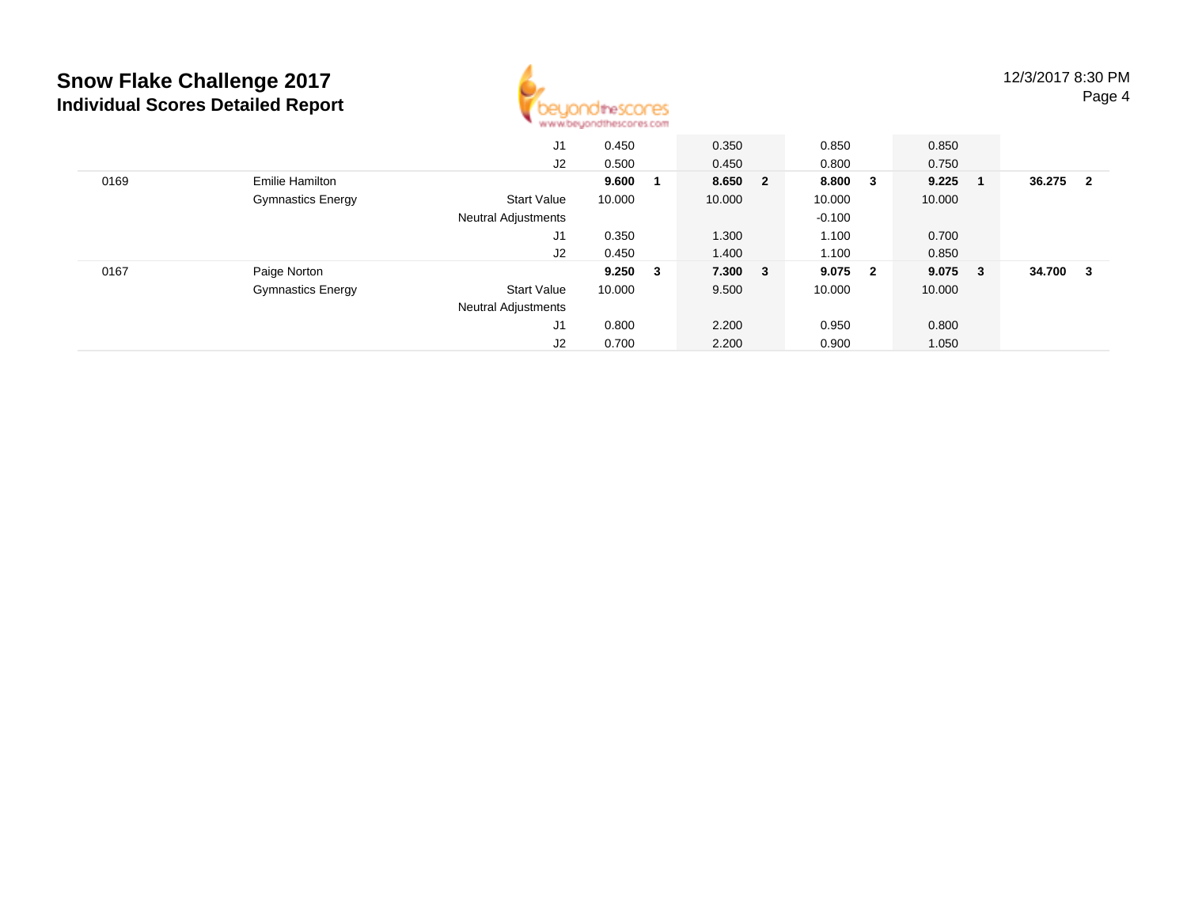# Snow Flake Challenge 2017

## Individual Scores Detailed Report

| | | | | | | | | | | | | |
|---|---|---|---|---|---|---|---|---|---|---|---|---|
| | | J1 | 0.450 | | 0.350 | | 0.850 | | 0.850 | | | |
| | | J2 | 0.500 | | 0.450 | | 0.800 | | 0.750 | | | |
| 0169 | Emilie Hamilton | | **9.600** | **1** | **8.650** | **2** | **8.800** | **3** | **9.225** | **1** | **36.275** | **2** |
| | Gymnastics Energy | Start Value | 10.000 | | 10.000 | | 10.000 | | 10.000 | | | |
| | | Neutral Adjustments | | | | | -0.100 | | | | | |
| | | J1 | 0.350 | | 1.300 | | 1.100 | | 0.700 | | | |
| | | J2 | 0.450 | | 1.400 | | 1.100 | | 0.850 | | | |
| 0167 | Paige Norton | | **9.250** | **3** | **7.300** | **3** | **9.075** | **2** | **9.075** | **3** | **34.700** | **3** |
| | Gymnastics Energy | Start Value | 10.000 | | 9.500 | | 10.000 | | 10.000 | | | |
| | | Neutral Adjustments | | | | | | | | | | |
| | | J1 | 0.800 | | 2.200 | | 0.950 | | 0.800 | | | |
| | | J2 | 0.700 | | 2.200 | | 0.900 | | 1.050 | | | |